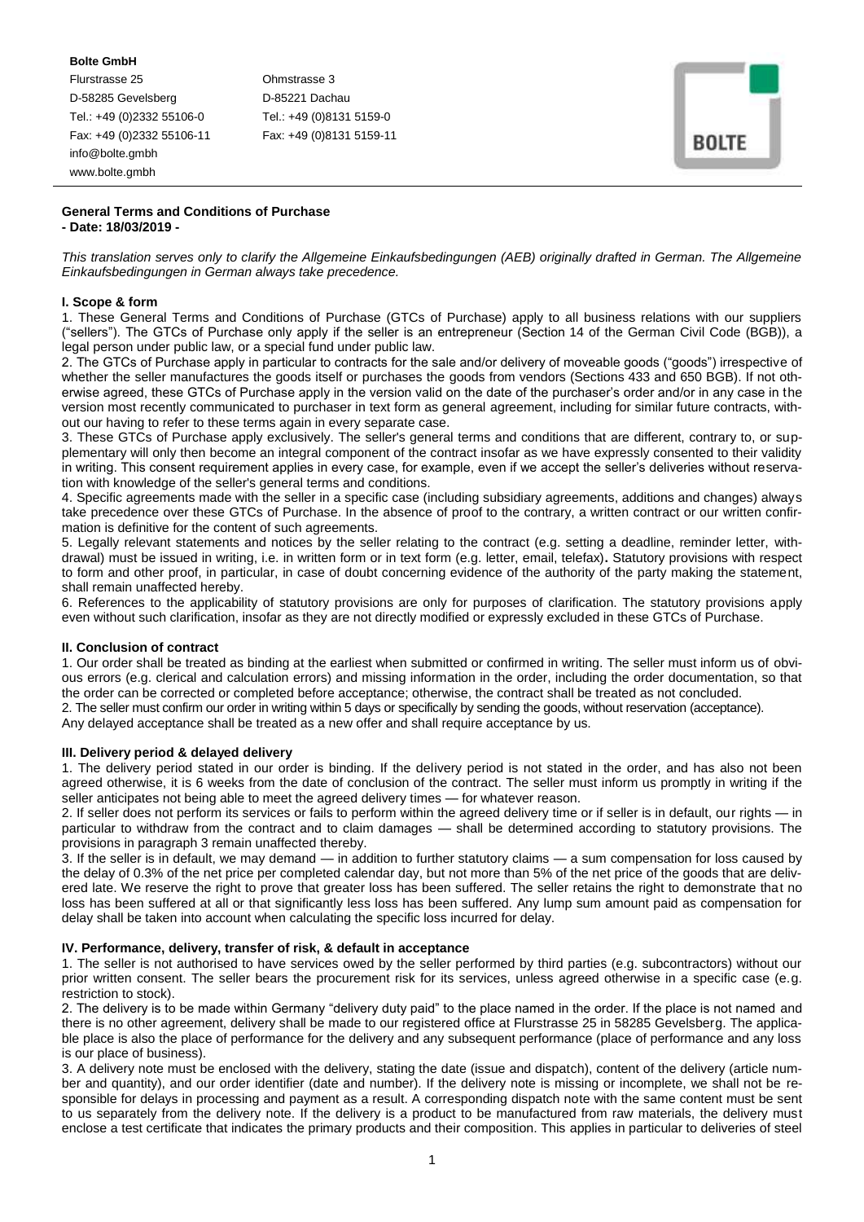**Bolte GmbH**

Flurstrasse 25
D-58285 Gevelsberg
Tel.: +49 (0)2332 55106-0
Fax: +49 (0)2332 55106-11
info@bolte.gmbh
www.bolte.gmbh

Ohmstrasse 3
D-85221 Dachau
Tel.: +49 (0)8131 5159-0
Fax: +49 (0)8131 5159-11

BOLTE

## General Terms and Conditions of Purchase
**- Date: 18/03/2019 -**

*This translation serves only to clarify the Allgemeine Einkaufsbedingungen (AEB) originally drafted in German. The Allgemeine Einkaufsbedingungen in German always take precedence.*

### I. Scope & form

1. These General Terms and Conditions of Purchase (GTCs of Purchase) apply to all business relations with our suppliers ("sellers"). The GTCs of Purchase only apply if the seller is an entrepreneur (Section 14 of the German Civil Code (BGB)), a legal person under public law, or a special fund under public law.

2. The GTCs of Purchase apply in particular to contracts for the sale and/or delivery of moveable goods ("goods") irrespective of whether the seller manufactures the goods itself or purchases the goods from vendors (Sections 433 and 650 BGB). If not otherwise agreed, these GTCs of Purchase apply in the version valid on the date of the purchaser's order and/or in any case in the version most recently communicated to purchaser in text form as general agreement, including for similar future contracts, without our having to refer to these terms again in every separate case.

3. These GTCs of Purchase apply exclusively. The seller's general terms and conditions that are different, contrary to, or supplementary will only then become an integral component of the contract insofar as we have expressly consented to their validity in writing. This consent requirement applies in every case, for example, even if we accept the seller's deliveries without reservation with knowledge of the seller's general terms and conditions.

4. Specific agreements made with the seller in a specific case (including subsidiary agreements, additions and changes) always take precedence over these GTCs of Purchase. In the absence of proof to the contrary, a written contract or our written confirmation is definitive for the content of such agreements.

5. Legally relevant statements and notices by the seller relating to the contract (e.g. setting a deadline, reminder letter, withdrawal) must be issued in writing, i.e. in written form or in text form (e.g. letter, email, telefax). Statutory provisions with respect to form and other proof, in particular, in case of doubt concerning evidence of the authority of the party making the statement, shall remain unaffected hereby.

6. References to the applicability of statutory provisions are only for purposes of clarification. The statutory provisions apply even without such clarification, insofar as they are not directly modified or expressly excluded in these GTCs of Purchase.

### II. Conclusion of contract

1. Our order shall be treated as binding at the earliest when submitted or confirmed in writing. The seller must inform us of obvious errors (e.g. clerical and calculation errors) and missing information in the order, including the order documentation, so that the order can be corrected or completed before acceptance; otherwise, the contract shall be treated as not concluded.

2. The seller must confirm our order in writing within 5 days or specifically by sending the goods, without reservation (acceptance). Any delayed acceptance shall be treated as a new offer and shall require acceptance by us.

### III. Delivery period & delayed delivery

1. The delivery period stated in our order is binding. If the delivery period is not stated in the order, and has also not been agreed otherwise, it is 6 weeks from the date of conclusion of the contract. The seller must inform us promptly in writing if the seller anticipates not being able to meet the agreed delivery times — for whatever reason.

2. If seller does not perform its services or fails to perform within the agreed delivery time or if seller is in default, our rights — in particular to withdraw from the contract and to claim damages — shall be determined according to statutory provisions. The provisions in paragraph 3 remain unaffected thereby.

3. If the seller is in default, we may demand — in addition to further statutory claims — a sum compensation for loss caused by the delay of 0.3% of the net price per completed calendar day, but not more than 5% of the net price of the goods that are delivered late. We reserve the right to prove that greater loss has been suffered. The seller retains the right to demonstrate that no loss has been suffered at all or that significantly less loss has been suffered. Any lump sum amount paid as compensation for delay shall be taken into account when calculating the specific loss incurred for delay.

### IV. Performance, delivery, transfer of risk, & default in acceptance

1. The seller is not authorised to have services owed by the seller performed by third parties (e.g. subcontractors) without our prior written consent. The seller bears the procurement risk for its services, unless agreed otherwise in a specific case (e.g. restriction to stock).

2. The delivery is to be made within Germany "delivery duty paid" to the place named in the order. If the place is not named and there is no other agreement, delivery shall be made to our registered office at Flurstrasse 25 in 58285 Gevelsberg. The applicable place is also the place of performance for the delivery and any subsequent performance (place of performance and any loss is our place of business).

3. A delivery note must be enclosed with the delivery, stating the date (issue and dispatch), content of the delivery (article number and quantity), and our order identifier (date and number). If the delivery note is missing or incomplete, we shall not be responsible for delays in processing and payment as a result. A corresponding dispatch note with the same content must be sent to us separately from the delivery note. If the delivery is a product to be manufactured from raw materials, the delivery must enclose a test certificate that indicates the primary products and their composition. This applies in particular to deliveries of steel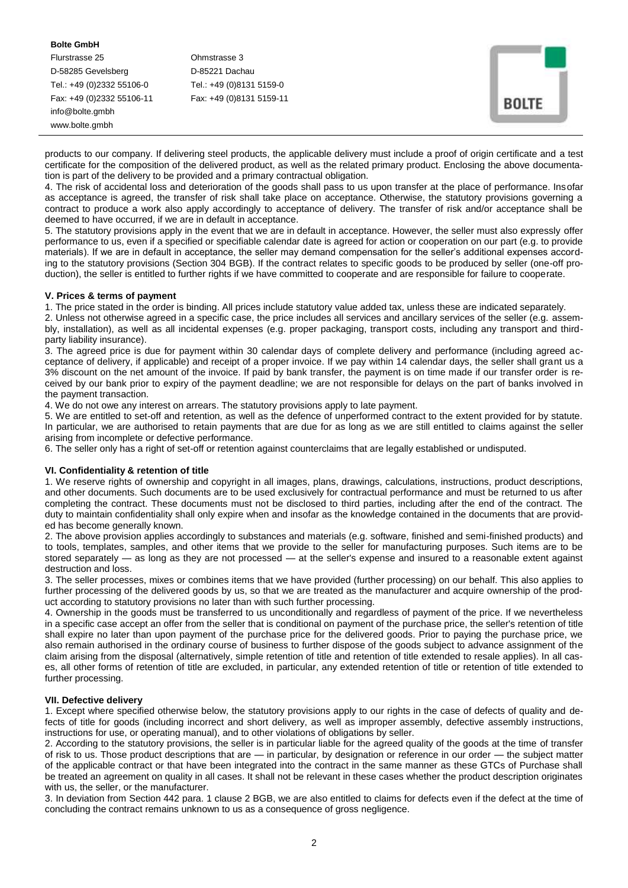products to our company. If delivering steel products, the applicable delivery must include a proof of origin certificate and a test certificate for the composition of the delivered product, as well as the related primary product. Enclosing the above documentation is part of the delivery to be provided and a primary contractual obligation.

4. The risk of accidental loss and deterioration of the goods shall pass to us upon transfer at the place of performance. Insofar as acceptance is agreed, the transfer of risk shall take place on acceptance. Otherwise, the statutory provisions governing a contract to produce a work also apply accordingly to acceptance of delivery. The transfer of risk and/or acceptance shall be deemed to have occurred, if we are in default in acceptance.

5. The statutory provisions apply in the event that we are in default in acceptance. However, the seller must also expressly offer performance to us, even if a specified or specifiable calendar date is agreed for action or cooperation on our part (e.g. to provide materials). If we are in default in acceptance, the seller may demand compensation for the seller's additional expenses according to the statutory provisions (Section 304 BGB). If the contract relates to specific goods to be produced by seller (one-off production), the seller is entitled to further rights if we have committed to cooperate and are responsible for failure to cooperate.

### V. Prices & terms of payment

1. The price stated in the order is binding. All prices include statutory value added tax, unless these are indicated separately.

2. Unless not otherwise agreed in a specific case, the price includes all services and ancillary services of the seller (e.g. assembly, installation), as well as all incidental expenses (e.g. proper packaging, transport costs, including any transport and third-party liability insurance).

3. The agreed price is due for payment within 30 calendar days of complete delivery and performance (including agreed acceptance of delivery, if applicable) and receipt of a proper invoice. If we pay within 14 calendar days, the seller shall grant us a 3% discount on the net amount of the invoice. If paid by bank transfer, the payment is on time made if our transfer order is received by our bank prior to expiry of the payment deadline; we are not responsible for delays on the part of banks involved in the payment transaction.

4. We do not owe any interest on arrears. The statutory provisions apply to late payment.

5. We are entitled to set-off and retention, as well as the defence of unperformed contract to the extent provided for by statute. In particular, we are authorised to retain payments that are due for as long as we are still entitled to claims against the seller arising from incomplete or defective performance.

6. The seller only has a right of set-off or retention against counterclaims that are legally established or undisputed.

### VI. Confidentiality & retention of title

1. We reserve rights of ownership and copyright in all images, plans, drawings, calculations, instructions, product descriptions, and other documents. Such documents are to be used exclusively for contractual performance and must be returned to us after completing the contract. These documents must not be disclosed to third parties, including after the end of the contract. The duty to maintain confidentiality shall only expire when and insofar as the knowledge contained in the documents that are provided has become generally known.

2. The above provision applies accordingly to substances and materials (e.g. software, finished and semi-finished products) and to tools, templates, samples, and other items that we provide to the seller for manufacturing purposes. Such items are to be stored separately — as long as they are not processed — at the seller's expense and insured to a reasonable extent against destruction and loss.

3. The seller processes, mixes or combines items that we have provided (further processing) on our behalf. This also applies to further processing of the delivered goods by us, so that we are treated as the manufacturer and acquire ownership of the product according to statutory provisions no later than with such further processing.

4. Ownership in the goods must be transferred to us unconditionally and regardless of payment of the price. If we nevertheless in a specific case accept an offer from the seller that is conditional on payment of the purchase price, the seller's retention of title shall expire no later than upon payment of the purchase price for the delivered goods. Prior to paying the purchase price, we also remain authorised in the ordinary course of business to further dispose of the goods subject to advance assignment of the claim arising from the disposal (alternatively, simple retention of title and retention of title extended to resale applies). In all cases, all other forms of retention of title are excluded, in particular, any extended retention of title or retention of title extended to further processing.

### VII. Defective delivery

1. Except where specified otherwise below, the statutory provisions apply to our rights in the case of defects of quality and defects of title for goods (including incorrect and short delivery, as well as improper assembly, defective assembly instructions, instructions for use, or operating manual), and to other violations of obligations by seller.

2. According to the statutory provisions, the seller is in particular liable for the agreed quality of the goods at the time of transfer of risk to us. Those product descriptions that are — in particular, by designation or reference in our order — the subject matter of the applicable contract or that have been integrated into the contract in the same manner as these GTCs of Purchase shall be treated an agreement on quality in all cases. It shall not be relevant in these cases whether the product description originates with us, the seller, or the manufacturer.

3. In deviation from Section 442 para. 1 clause 2 BGB, we are also entitled to claims for defects even if the defect at the time of concluding the contract remains unknown to us as a consequence of gross negligence.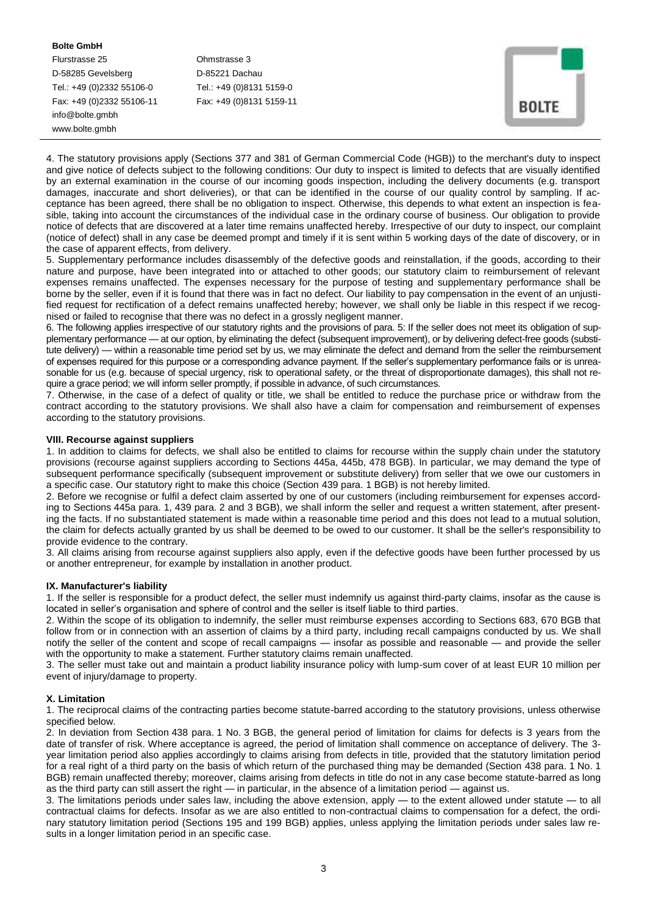4. The statutory provisions apply (Sections 377 and 381 of German Commercial Code (HGB)) to the merchant's duty to inspect and give notice of defects subject to the following conditions: Our duty to inspect is limited to defects that are visually identified by an external examination in the course of our incoming goods inspection, including the delivery documents (e.g. transport damages, inaccurate and short deliveries), or that can be identified in the course of our quality control by sampling. If acceptance has been agreed, there shall be no obligation to inspect. Otherwise, this depends to what extent an inspection is feasible, taking into account the circumstances of the individual case in the ordinary course of business. Our obligation to provide notice of defects that are discovered at a later time remains unaffected hereby. Irrespective of our duty to inspect, our complaint (notice of defect) shall in any case be deemed prompt and timely if it is sent within 5 working days of the date of discovery, or in the case of apparent effects, from delivery.

5. Supplementary performance includes disassembly of the defective goods and reinstallation, if the goods, according to their nature and purpose, have been integrated into or attached to other goods; our statutory claim to reimbursement of relevant expenses remains unaffected. The expenses necessary for the purpose of testing and supplementary performance shall be borne by the seller, even if it is found that there was in fact no defect. Our liability to pay compensation in the event of an unjustified request for rectification of a defect remains unaffected hereby; however, we shall only be liable in this respect if we recognised or failed to recognise that there was no defect in a grossly negligent manner.

6. The following applies irrespective of our statutory rights and the provisions of para. 5: If the seller does not meet its obligation of supplementary performance — at our option, by eliminating the defect (subsequent improvement), or by delivering defect-free goods (substitute delivery) — within a reasonable time period set by us, we may eliminate the defect and demand from the seller the reimbursement of expenses required for this purpose or a corresponding advance payment. If the seller's supplementary performance fails or is unreasonable for us (e.g. because of special urgency, risk to operational safety, or the threat of disproportionate damages), this shall not require a grace period; we will inform seller promptly, if possible in advance, of such circumstances.

7. Otherwise, in the case of a defect of quality or title, we shall be entitled to reduce the purchase price or withdraw from the contract according to the statutory provisions. We shall also have a claim for compensation and reimbursement of expenses according to the statutory provisions.

**VIII. Recourse against suppliers**

1. In addition to claims for defects, we shall also be entitled to claims for recourse within the supply chain under the statutory provisions (recourse against suppliers according to Sections 445a, 445b, 478 BGB). In particular, we may demand the type of subsequent performance specifically (subsequent improvement or substitute delivery) from seller that we owe our customers in a specific case. Our statutory right to make this choice (Section 439 para. 1 BGB) is not hereby limited.

2. Before we recognise or fulfil a defect claim asserted by one of our customers (including reimbursement for expenses according to Sections 445a para. 1, 439 para. 2 and 3 BGB), we shall inform the seller and request a written statement, after presenting the facts. If no substantiated statement is made within a reasonable time period and this does not lead to a mutual solution, the claim for defects actually granted by us shall be deemed to be owed to our customer. It shall be the seller's responsibility to provide evidence to the contrary.

3. All claims arising from recourse against suppliers also apply, even if the defective goods have been further processed by us or another entrepreneur, for example by installation in another product.

**IX. Manufacturer's liability**

1. If the seller is responsible for a product defect, the seller must indemnify us against third-party claims, insofar as the cause is located in seller's organisation and sphere of control and the seller is itself liable to third parties.

2. Within the scope of its obligation to indemnify, the seller must reimburse expenses according to Sections 683, 670 BGB that follow from or in connection with an assertion of claims by a third party, including recall campaigns conducted by us. We shall notify the seller of the content and scope of recall campaigns — insofar as possible and reasonable — and provide the seller with the opportunity to make a statement. Further statutory claims remain unaffected.

3. The seller must take out and maintain a product liability insurance policy with lump-sum cover of at least EUR 10 million per event of injury/damage to property.

**X. Limitation**

1. The reciprocal claims of the contracting parties become statute-barred according to the statutory provisions, unless otherwise specified below.

2. In deviation from Section 438 para. 1 No. 3 BGB, the general period of limitation for claims for defects is 3 years from the date of transfer of risk. Where acceptance is agreed, the period of limitation shall commence on acceptance of delivery. The 3-year limitation period also applies accordingly to claims arising from defects in title, provided that the statutory limitation period for a real right of a third party on the basis of which return of the purchased thing may be demanded (Section 438 para. 1 No. 1 BGB) remain unaffected thereby; moreover, claims arising from defects in title do not in any case become statute-barred as long as the third party can still assert the right — in particular, in the absence of a limitation period — against us.

3. The limitations periods under sales law, including the above extension, apply — to the extent allowed under statute — to all contractual claims for defects. Insofar as we are also entitled to non-contractual claims to compensation for a defect, the ordinary statutory limitation period (Sections 195 and 199 BGB) applies, unless applying the limitation periods under sales law results in a longer limitation period in an specific case.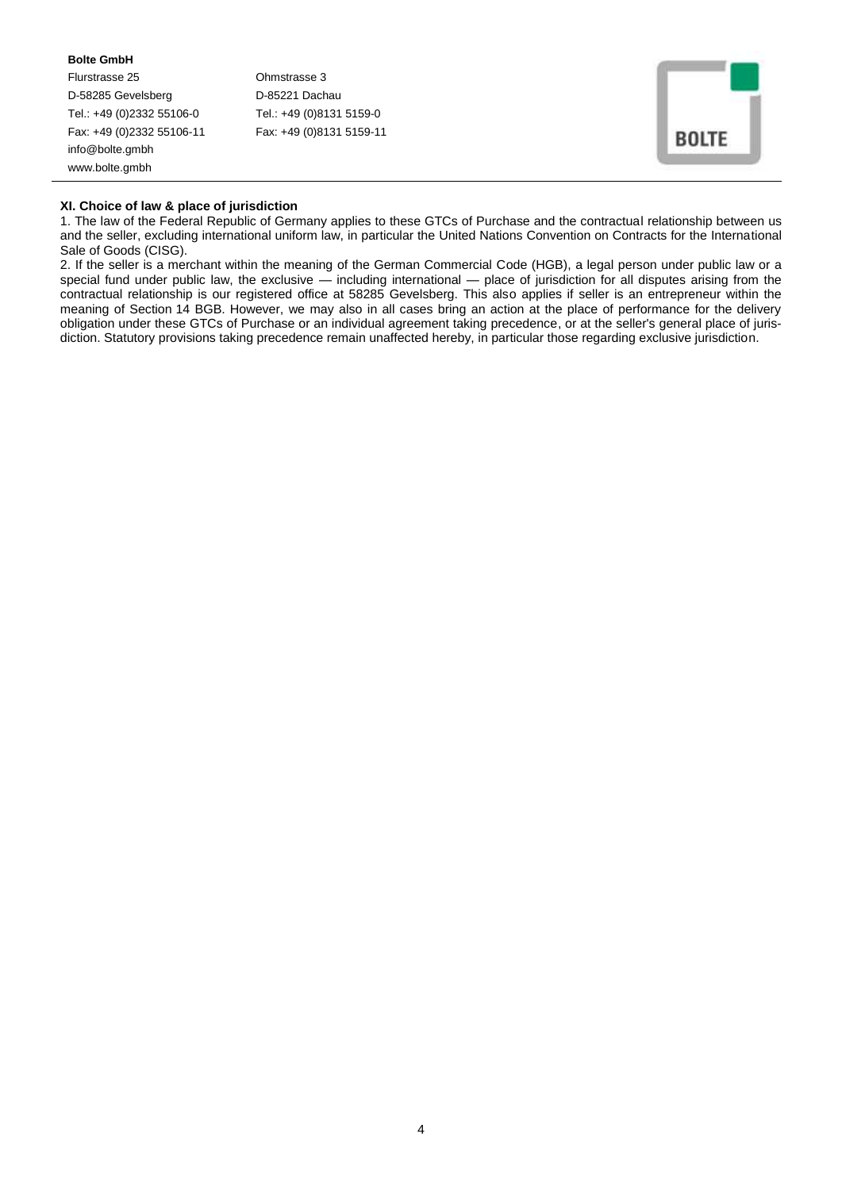## XI. Choice of law & place of jurisdiction

1. The law of the Federal Republic of Germany applies to these GTCs of Purchase and the contractual relationship between us and the seller, excluding international uniform law, in particular the United Nations Convention on Contracts for the International Sale of Goods (CISG).

2. If the seller is a merchant within the meaning of the German Commercial Code (HGB), a legal person under public law or a special fund under public law, the exclusive — including international — place of jurisdiction for all disputes arising from the contractual relationship is our registered office at 58285 Gevelsberg. This also applies if seller is an entrepreneur within the meaning of Section 14 BGB. However, we may also in all cases bring an action at the place of performance for the delivery obligation under these GTCs of Purchase or an individual agreement taking precedence, or at the seller's general place of jurisdiction. Statutory provisions taking precedence remain unaffected hereby, in particular those regarding exclusive jurisdiction.